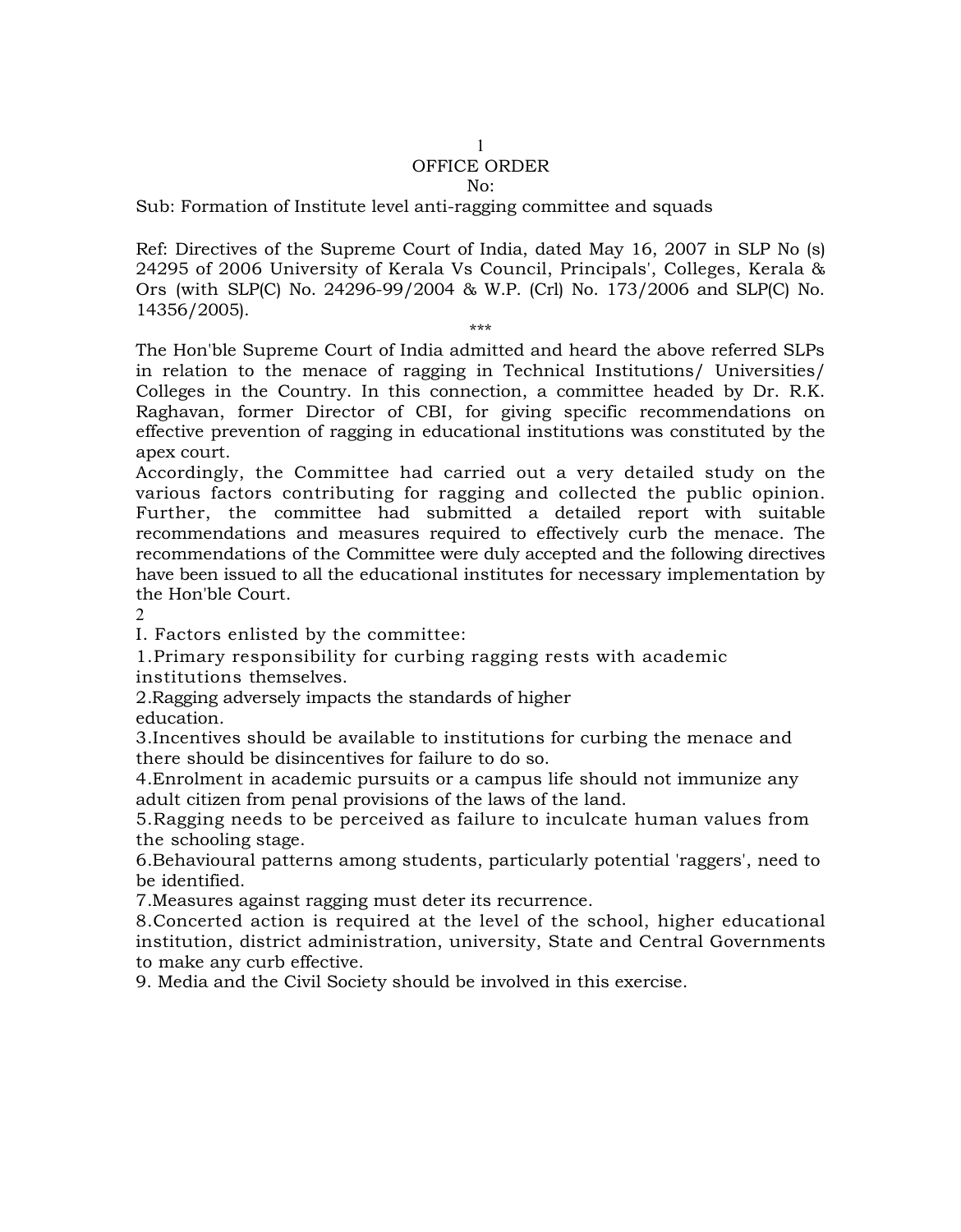# OFFICE ORDER

No:

Sub: Formation of Institute level anti-ragging committee and squads

Ref: Directives of the Supreme Court of India, dated May 16, 2007 in SLP No (s) 24295 of 2006 University of Kerala Vs Council, Principals', Colleges, Kerala & Ors (with SLP(C) No. 24296-99/2004 & W.P. (Crl) No. 173/2006 and SLP(C) No. 14356/2005).

\*\*\*

The Hon'ble Supreme Court of India admitted and heard the above referred SLPs in relation to the menace of ragging in Technical Institutions/ Universities/ Colleges in the Country. In this connection, a committee headed by Dr. R.K. Raghavan, former Director of CBI, for giving specific recommendations on effective prevention of ragging in educational institutions was constituted by the apex court.

Accordingly, the Committee had carried out a very detailed study on the various factors contributing for ragging and collected the public opinion. Further, the committee had submitted a detailed report with suitable recommendations and measures required to effectively curb the menace. The recommendations of the Committee were duly accepted and the following directives have been issued to all the educational institutes for necessary implementation by the Hon'ble Court.

## I. Factors enlisted by the committee:

1. Primary responsibility for curbing ragging rests with academic institutions themselves.
2. Ragging adversely impacts the standards of higher education.
3. Incentives should be available to institutions for curbing the menace and there should be disincentives for failure to do so.
4. Enrolment in academic pursuits or a campus life should not immunize any adult citizen from penal provisions of the laws of the land.
5. Ragging needs to be perceived as failure to inculcate human values from the schooling stage.
6. Behavioural patterns among students, particularly potential 'raggers', need to be identified.
7. Measures against ragging must deter its recurrence.
8. Concerted action is required at the level of the school, higher educational institution, district administration, university, State and Central Governments to make any curb effective.
9. Media and the Civil Society should be involved in this exercise.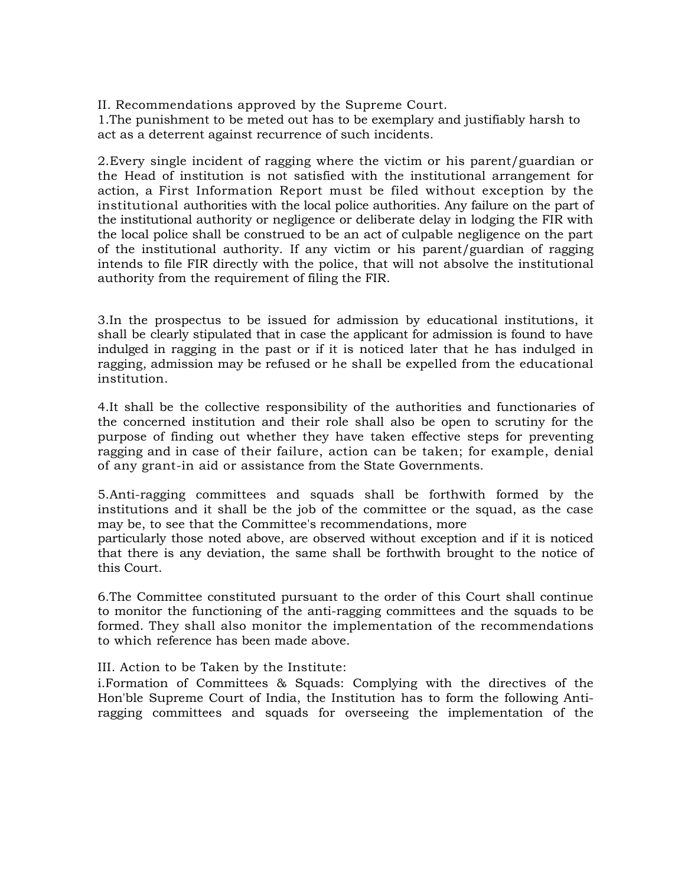II. Recommendations approved by the Supreme Court.

1.The punishment to be meted out has to be exemplary and justifiably harsh to act as a deterrent against recurrence of such incidents.

2.Every single incident of ragging where the victim or his parent/guardian or the Head of institution is not satisfied with the institutional arrangement for action, a First Information Report must be filed without exception by the institutional authorities with the local police authorities. Any failure on the part of the institutional authority or negligence or deliberate delay in lodging the FIR with the local police shall be construed to be an act of culpable negligence on the part of the institutional authority. If any victim or his parent/guardian of ragging intends to file FIR directly with the police, that will not absolve the institutional authority from the requirement of filing the FIR.

3.In the prospectus to be issued for admission by educational institutions, it shall be clearly stipulated that in case the applicant for admission is found to have indulged in ragging in the past or if it is noticed later that he has indulged in ragging, admission may be refused or he shall be expelled from the educational institution.

4.It shall be the collective responsibility of the authorities and functionaries of the concerned institution and their role shall also be open to scrutiny for the purpose of finding out whether they have taken effective steps for preventing ragging and in case of their failure, action can be taken; for example, denial of any grant-in aid or assistance from the State Governments.

5.Anti-ragging committees and squads shall be forthwith formed by the institutions and it shall be the job of the committee or the squad, as the case may be, to see that the Committee's recommendations, more particularly those noted above, are observed without exception and if it is noticed that there is any deviation, the same shall be forthwith brought to the notice of this Court.

6.The Committee constituted pursuant to the order of this Court shall continue to monitor the functioning of the anti-ragging committees and the squads to be formed. They shall also monitor the implementation of the recommendations to which reference has been made above.

III. Action to be Taken by the Institute:

i.Formation of Committees & Squads: Complying with the directives of the Hon'ble Supreme Court of India, the Institution has to form the following Anti-ragging committees and squads for overseeing the implementation of the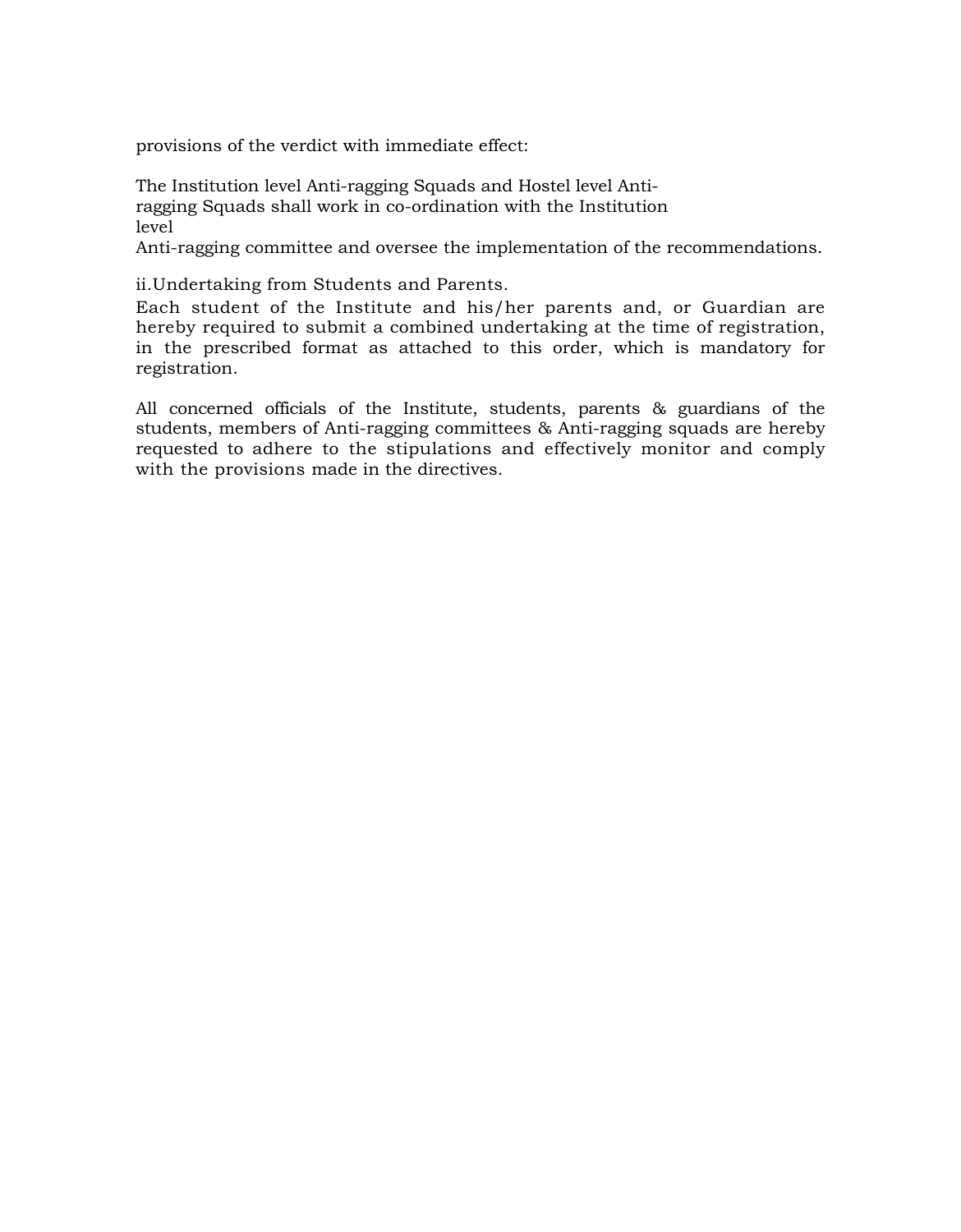provisions of the verdict with immediate effect:

The Institution level Anti-ragging Squads and Hostel level Anti-ragging Squads shall work in co-ordination with the Institution level Anti-ragging committee and oversee the implementation of the recommendations.

ii.Undertaking from Students and Parents.

Each student of the Institute and his/her parents and, or Guardian are hereby required to submit a combined undertaking at the time of registration, in the prescribed format as attached to this order, which is mandatory for registration.

All concerned officials of the Institute, students, parents & guardians of the students, members of Anti-ragging committees & Anti-ragging squads are hereby requested to adhere to the stipulations and effectively monitor and comply with the provisions made in the directives.